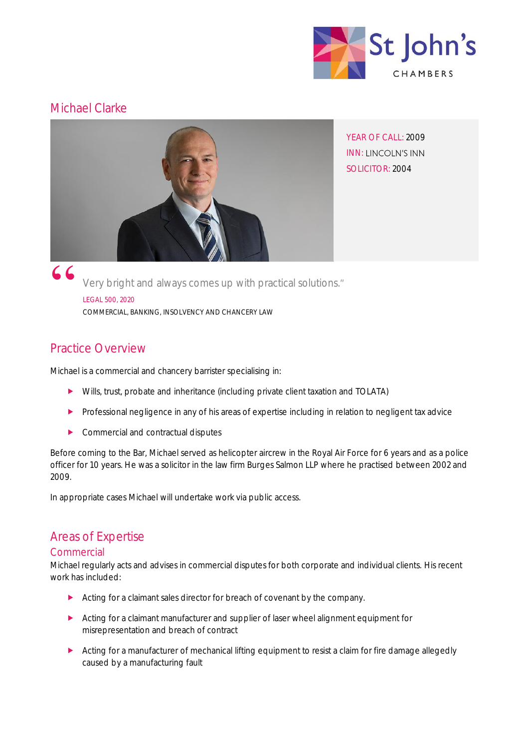# Michael Clarke

YEAR OF CALL: 2009
INN: LINCOLN'S INN
SOLICITOR: 2004

> Very bright and always comes up with practical solutions."
>
> LEGAL 500, 2020
>
> COMMERCIAL, BANKING, INSOLVENCY AND CHANCERY LAW

## Practice Overview

Michael is a commercial and chancery barrister specialising in:

- Wills, trust, probate and inheritance (including private client taxation and TOLATA)
- Professional negligence in any of his areas of expertise including in relation to negligent tax advice
- Commercial and contractual disputes

Before coming to the Bar, Michael served as helicopter aircrew in the Royal Air Force for 6 years and as a police officer for 10 years. He was a solicitor in the law firm Burges Salmon LLP where he practised between 2002 and 2009.

In appropriate cases Michael will undertake work via public access.

## Areas of Expertise

### Commercial

Michael regularly acts and advises in commercial disputes for both corporate and individual clients. His recent work has included:

- Acting for a claimant sales director for breach of covenant by the company.
- Acting for a claimant manufacturer and supplier of laser wheel alignment equipment for misrepresentation and breach of contract
- Acting for a manufacturer of mechanical lifting equipment to resist a claim for fire damage allegedly caused by a manufacturing fault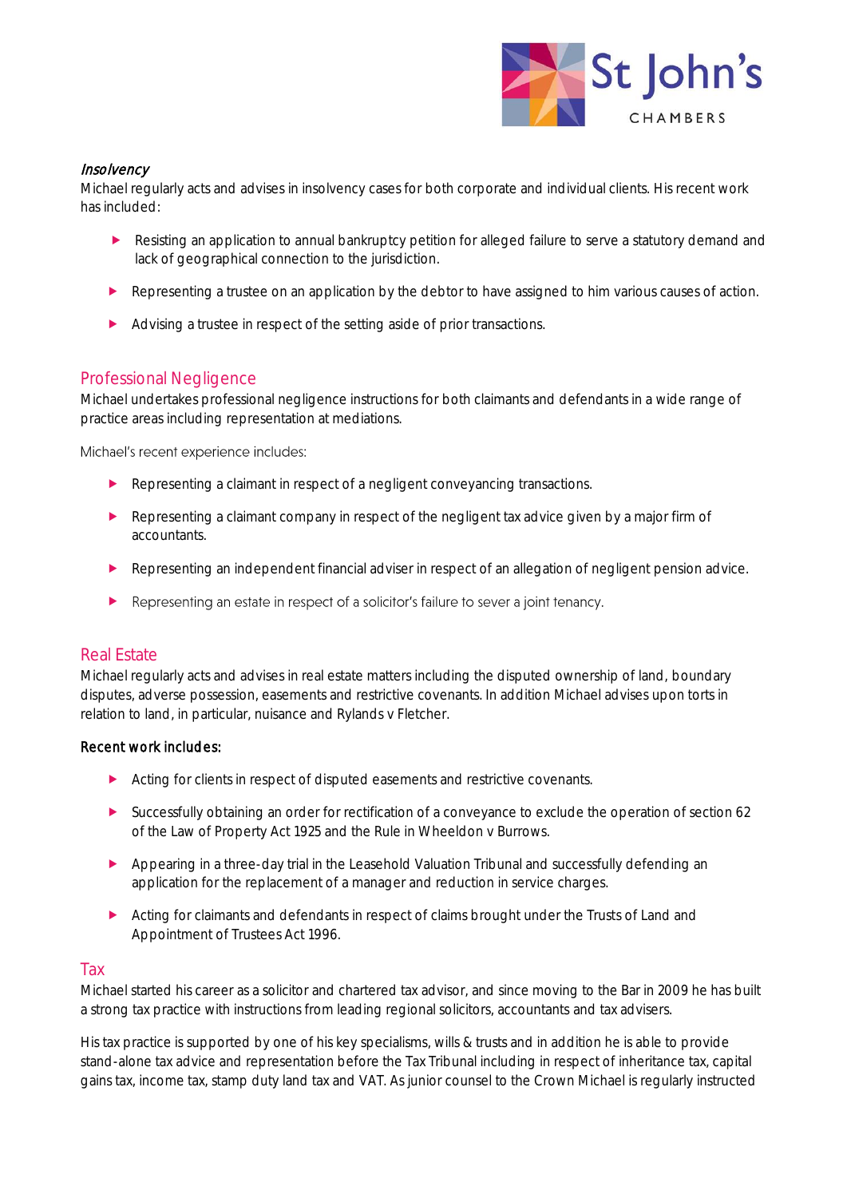*Insolvency*

Michael regularly acts and advises in insolvency cases for both corporate and individual clients. His recent work has included:

- Resisting an application to annual bankruptcy petition for alleged failure to serve a statutory demand and lack of geographical connection to the jurisdiction.
- Representing a trustee on an application by the debtor to have assigned to him various causes of action.
- Advising a trustee in respect of the setting aside of prior transactions.

## Professional Negligence

Michael undertakes professional negligence instructions for both claimants and defendants in a wide range of practice areas including representation at mediations.

Michael's recent experience includes:

- Representing a claimant in respect of a negligent conveyancing transactions.
- Representing a claimant company in respect of the negligent tax advice given by a major firm of accountants.
- Representing an independent financial adviser in respect of an allegation of negligent pension advice.
- Representing an estate in respect of a solicitor's failure to sever a joint tenancy.

## Real Estate

Michael regularly acts and advises in real estate matters including the disputed ownership of land, boundary disputes, adverse possession, easements and restrictive covenants. In addition Michael advises upon torts in relation to land, in particular, nuisance and Rylands v Fletcher.

Recent work includes:

- Acting for clients in respect of disputed easements and restrictive covenants.
- Successfully obtaining an order for rectification of a conveyance to exclude the operation of section 62 of the Law of Property Act 1925 and the Rule in Wheeldon v Burrows.
- Appearing in a three-day trial in the Leasehold Valuation Tribunal and successfully defending an application for the replacement of a manager and reduction in service charges.
- Acting for claimants and defendants in respect of claims brought under the Trusts of Land and Appointment of Trustees Act 1996.

## Tax

Michael started his career as a solicitor and chartered tax advisor, and since moving to the Bar in 2009 he has built a strong tax practice with instructions from leading regional solicitors, accountants and tax advisers.

His tax practice is supported by one of his key specialisms, wills & trusts and in addition he is able to provide stand-alone tax advice and representation before the Tax Tribunal including in respect of inheritance tax, capital gains tax, income tax, stamp duty land tax and VAT. As junior counsel to the Crown Michael is regularly instructed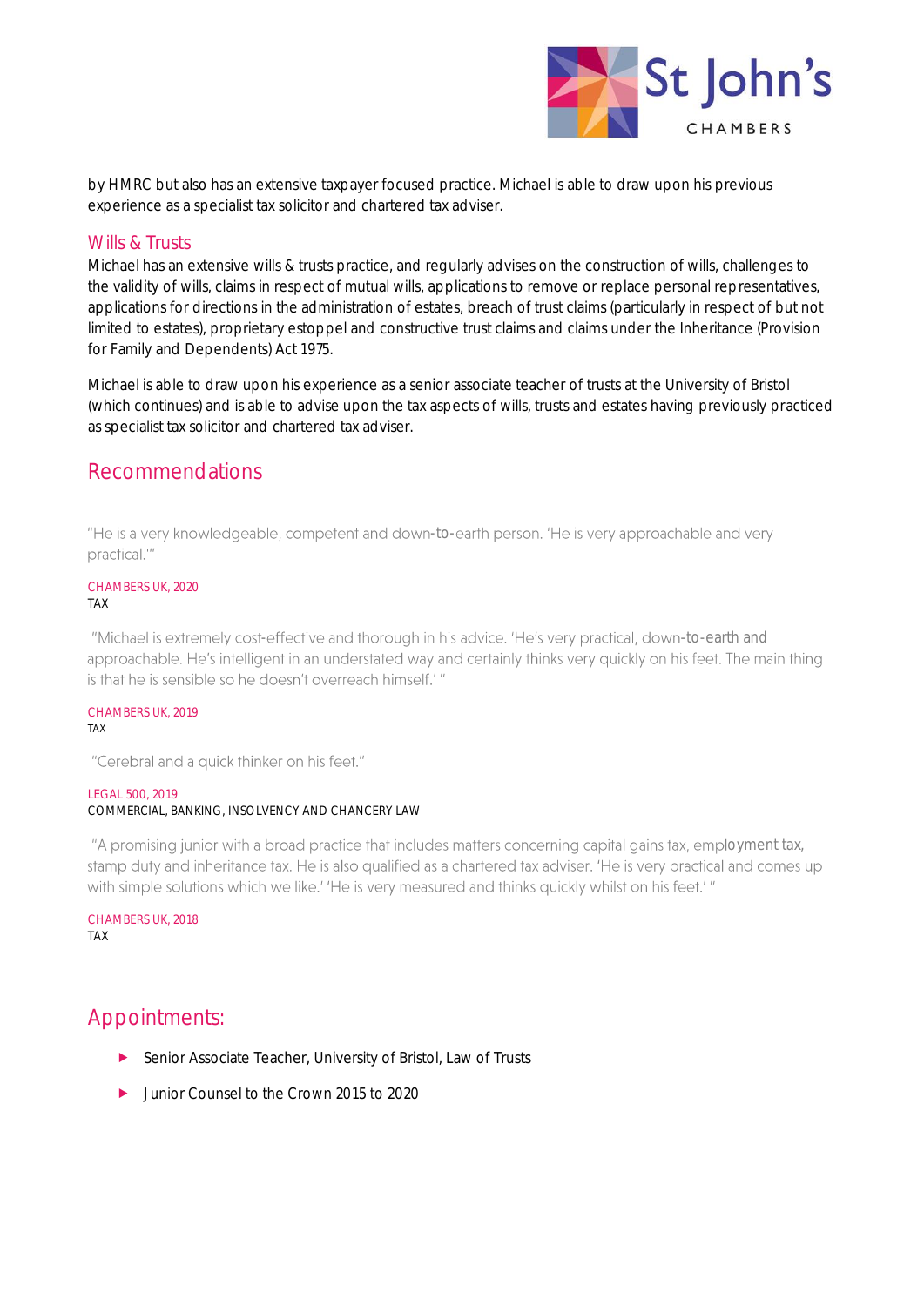by HMRC but also has an extensive taxpayer focused practice. Michael is able to draw upon his previous experience as a specialist tax solicitor and chartered tax adviser.

### Wills & Trusts

Michael has an extensive wills & trusts practice, and regularly advises on the construction of wills, challenges to the validity of wills, claims in respect of mutual wills, applications to remove or replace personal representatives, applications for directions in the administration of estates, breach of trust claims (particularly in respect of but not limited to estates), proprietary estoppel and constructive trust claims and claims under the Inheritance (Provision for Family and Dependents) Act 1975.

Michael is able to draw upon his experience as a senior associate teacher of trusts at the University of Bristol (which continues) and is able to advise upon the tax aspects of wills, trusts and estates having previously practiced as specialist tax solicitor and chartered tax adviser.

## Recommendations

"He is a very knowledgeable, competent and down-to-earth person. 'He is very approachable and very practical.'"

CHAMBERS UK, 2020
TAX

"Michael is extremely cost-effective and thorough in his advice. 'He's very practical, down-to-earth and approachable. He's intelligent in an understated way and certainly thinks very quickly on his feet. The main thing is that he is sensible so he doesn't overreach himself.' "

CHAMBERS UK, 2019
TAX

"Cerebral and a quick thinker on his feet."

LEGAL 500, 2019
COMMERCIAL, BANKING, INSOLVENCY AND CHANCERY LAW

"A promising junior with a broad practice that includes matters concerning capital gains tax, employment tax, stamp duty and inheritance tax. He is also qualified as a chartered tax adviser. 'He is very practical and comes up with simple solutions which we like.' 'He is very measured and thinks quickly whilst on his feet.' "

CHAMBERS UK, 2018
TAX

## Appointments:

- Senior Associate Teacher, University of Bristol, Law of Trusts
- Junior Counsel to the Crown 2015 to 2020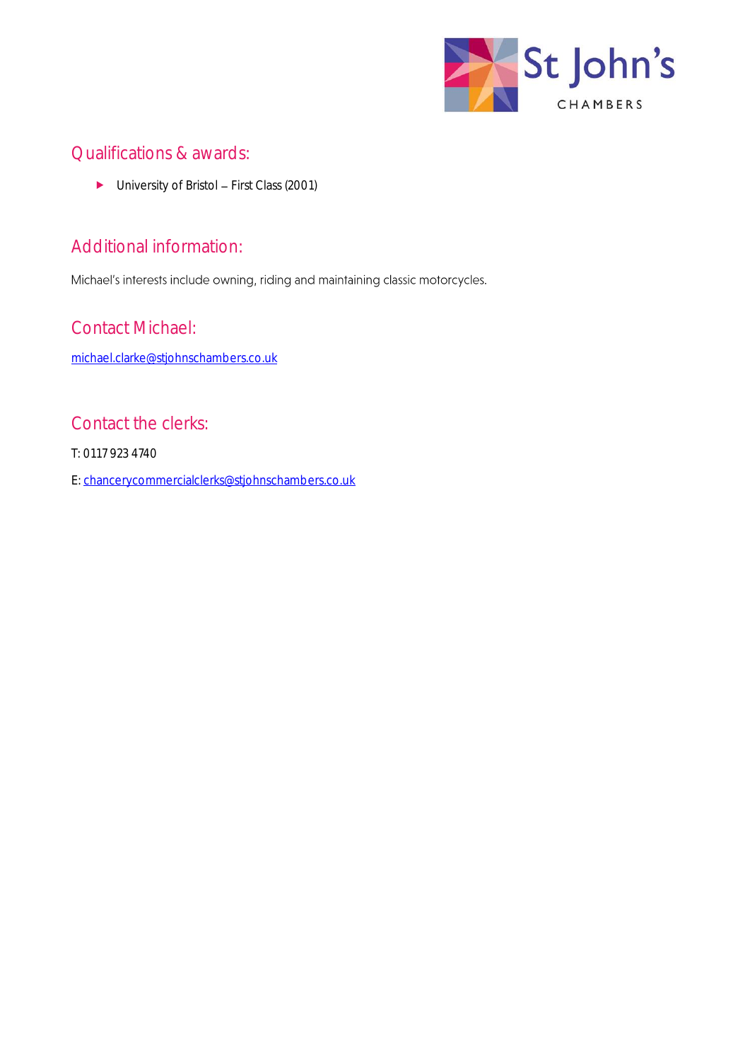## Qualifications & awards:

- University of Bristol – First Class (2001)

## Additional information:

Michael's interests include owning, riding and maintaining classic motorcycles.

## Contact Michael:

michael.clarke@stjohnschambers.co.uk

## Contact the clerks:

T: 0117 923 4740

E: chancerycommercialclerks@stjohnschambers.co.uk